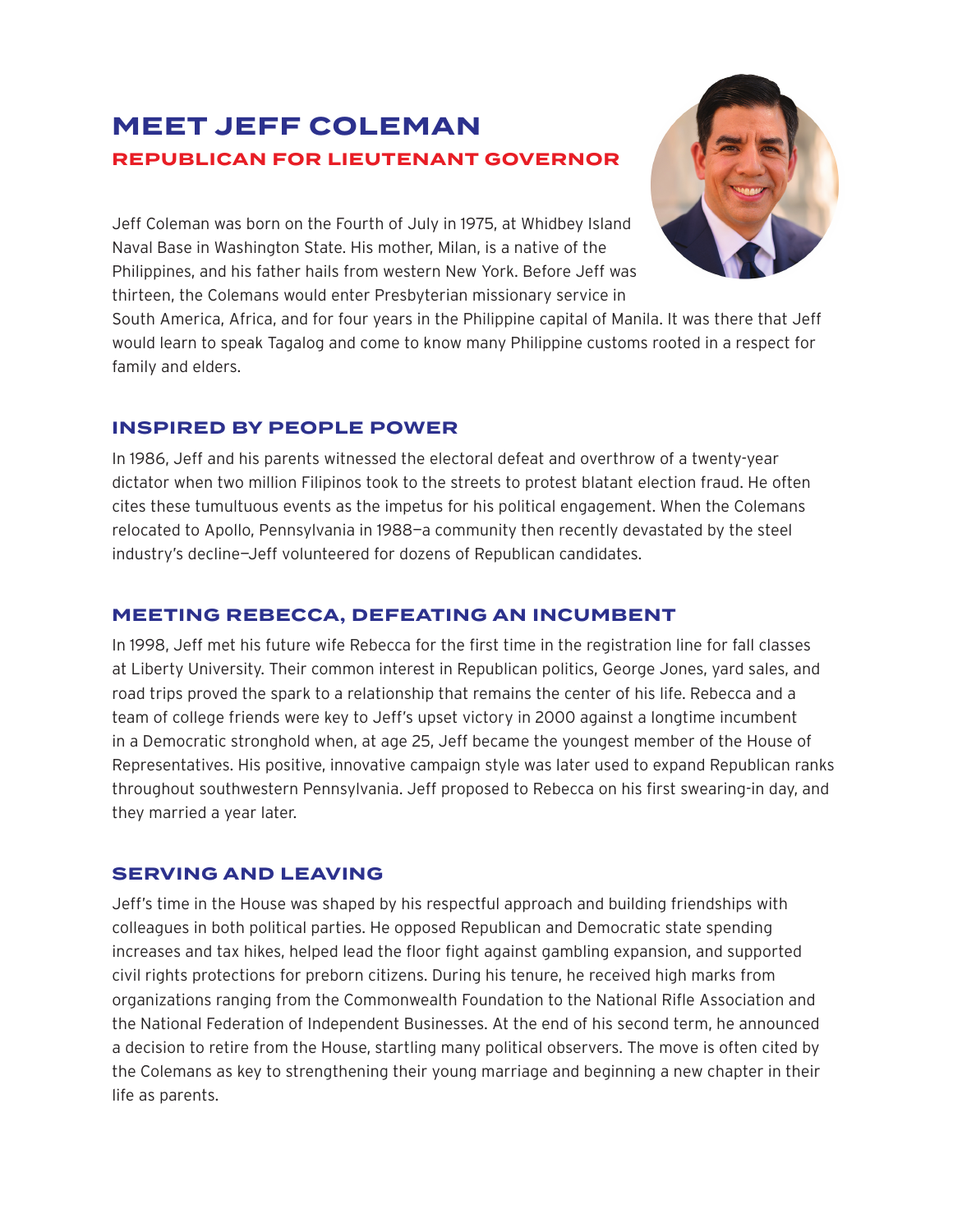# MEET JEFF COLEMAN

## REPUBLICAN FOR LIEUTENANT GOVERNOR

Jeff Coleman was born on the Fourth of July in 1975, at Whidbey Island Naval Base in Washington State. His mother, Milan, is a native of the Philippines, and his father hails from western New York. Before Jeff was thirteen, the Colemans would enter Presbyterian missionary service in South America, Africa, and for four years in the Philippine capital of Manila. It was there that Jeff would learn to speak Tagalog and come to know many Philippine customs rooted in a respect for family and elders.

### INSPIRED BY PEOPLE POWER

In 1986, Jeff and his parents witnessed the electoral defeat and overthrow of a twenty-year dictator when two million Filipinos took to the streets to protest blatant election fraud. He often cites these tumultuous events as the impetus for his political engagement. When the Colemans relocated to Apollo, Pennsylvania in 1988—a community then recently devastated by the steel industry's decline—Jeff volunteered for dozens of Republican candidates.

### MEETING REBECCA, DEFEATING AN INCUMBENT

In 1998, Jeff met his future wife Rebecca for the first time in the registration line for fall classes at Liberty University. Their common interest in Republican politics, George Jones, yard sales, and road trips proved the spark to a relationship that remains the center of his life. Rebecca and a team of college friends were key to Jeff's upset victory in 2000 against a longtime incumbent in a Democratic stronghold when, at age 25, Jeff became the youngest member of the House of Representatives. His positive, innovative campaign style was later used to expand Republican ranks throughout southwestern Pennsylvania. Jeff proposed to Rebecca on his first swearing-in day, and they married a year later.

### SERVING AND LEAVING

Jeff's time in the House was shaped by his respectful approach and building friendships with colleagues in both political parties. He opposed Republican and Democratic state spending increases and tax hikes, helped lead the floor fight against gambling expansion, and supported civil rights protections for preborn citizens. During his tenure, he received high marks from organizations ranging from the Commonwealth Foundation to the National Rifle Association and the National Federation of Independent Businesses. At the end of his second term, he announced a decision to retire from the House, startling many political observers. The move is often cited by the Colemans as key to strengthening their young marriage and beginning a new chapter in their life as parents.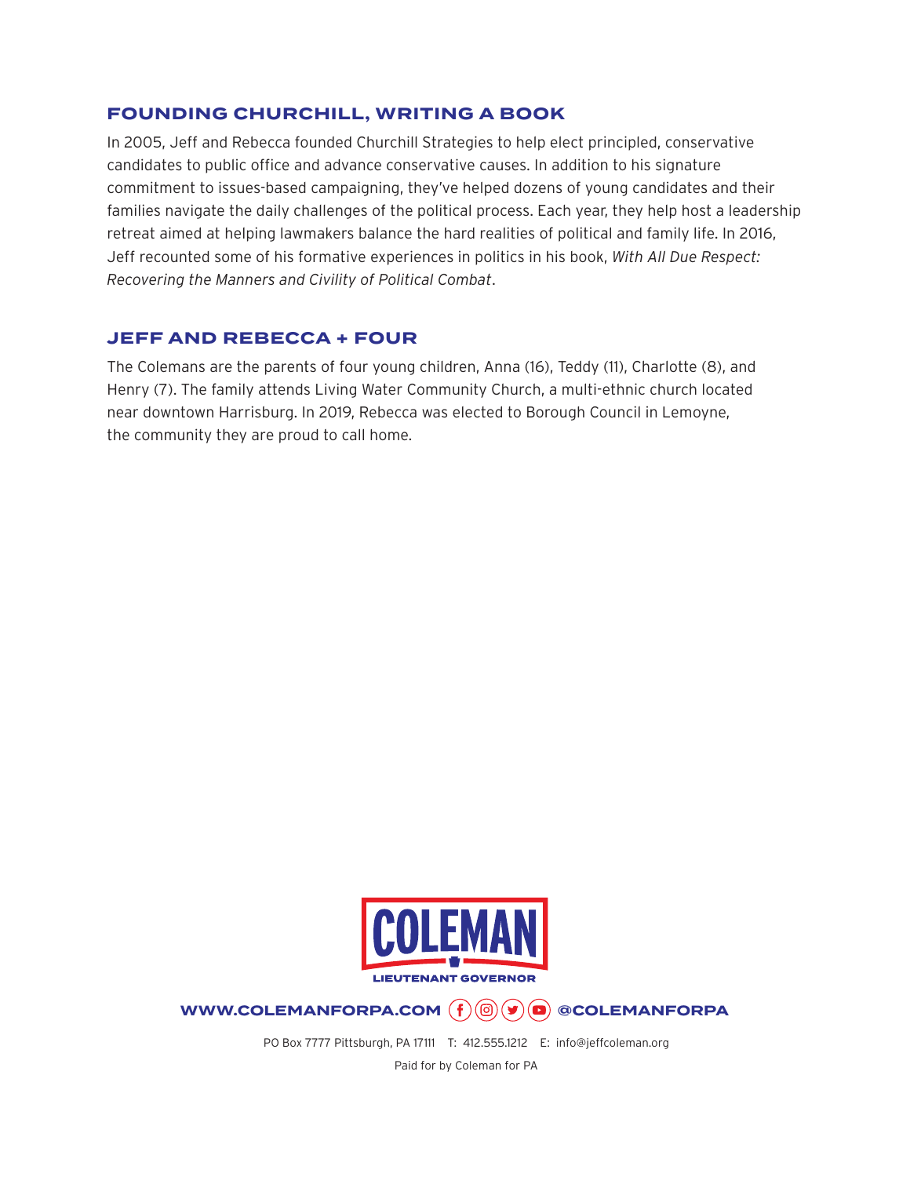## FOUNDING CHURCHILL, WRITING A BOOK

In 2005, Jeff and Rebecca founded Churchill Strategies to help elect principled, conservative candidates to public office and advance conservative causes. In addition to his signature commitment to issues-based campaigning, they've helped dozens of young candidates and their families navigate the daily challenges of the political process. Each year, they help host a leadership retreat aimed at helping lawmakers balance the hard realities of political and family life. In 2016, Jeff recounted some of his formative experiences in politics in his book, *With All Due Respect: Recovering the Manners and Civility of Political Combat*.

## JEFF AND REBECCA + FOUR

The Colemans are the parents of four young children, Anna (16), Teddy (11), Charlotte (8), and Henry (7). The family attends Living Water Community Church, a multi-ethnic church located near downtown Harrisburg. In 2019, Rebecca was elected to Borough Council in Lemoyne, the community they are proud to call home.

COLEMAN

LIEUTENANT GOVERNOR

WWW.COLEMANFORPA.COM @COLEMANFORPA

PO Box 7777 Pittsburgh, PA 17111 T: 412.555.1212 E: info@jeffcoleman.org

Paid for by Coleman for PA